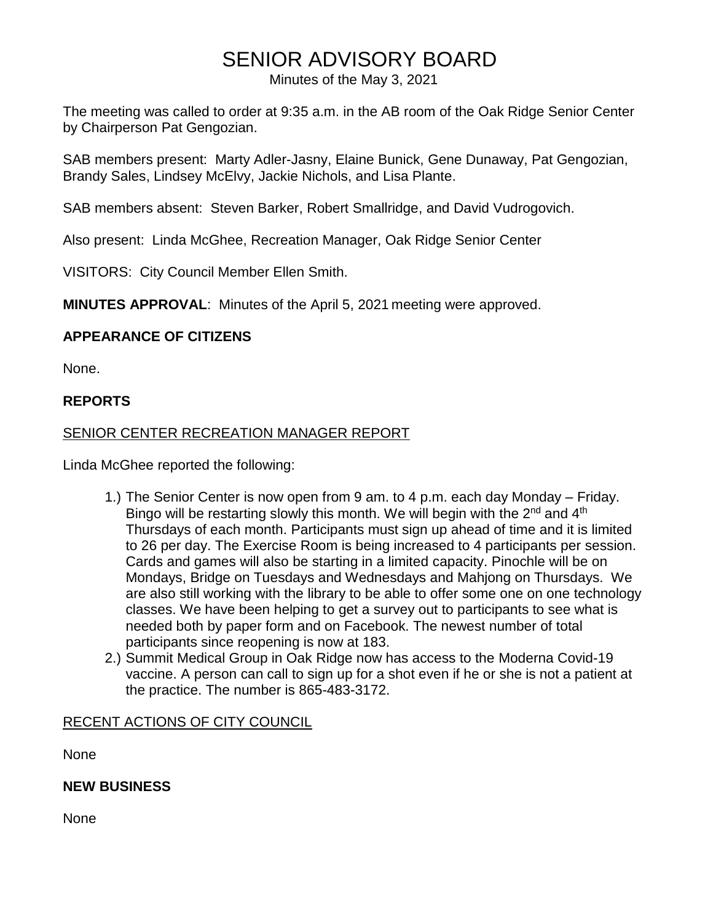# SENIOR ADVISORY BOARD

Minutes of the May 3, 2021

The meeting was called to order at 9:35 a.m. in the AB room of the Oak Ridge Senior Center by Chairperson Pat Gengozian.

SAB members present: Marty Adler-Jasny, Elaine Bunick, Gene Dunaway, Pat Gengozian, Brandy Sales, Lindsey McElvy, Jackie Nichols, and Lisa Plante.

SAB members absent: Steven Barker, Robert Smallridge, and David Vudrogovich.

Also present: Linda McGhee, Recreation Manager, Oak Ridge Senior Center

VISITORS: City Council Member Ellen Smith.

**MINUTES APPROVAL**: Minutes of the April 5, 2021 meeting were approved.

## APPEARANCE OF CITIZENS

None.

## REPORTS

### SENIOR CENTER RECREATION MANAGER REPORT

Linda McGhee reported the following:

1.) The Senior Center is now open from 9 am. to 4 p.m. each day Monday – Friday. Bingo will be restarting slowly this month. We will begin with the 2nd and 4th Thursdays of each month. Participants must sign up ahead of time and it is limited to 26 per day. The Exercise Room is being increased to 4 participants per session. Cards and games will also be starting in a limited capacity. Pinochle will be on Mondays, Bridge on Tuesdays and Wednesdays and Mahjong on Thursdays. We are also still working with the library to be able to offer some one on one technology classes. We have been helping to get a survey out to participants to see what is needed both by paper form and on Facebook. The newest number of total participants since reopening is now at 183.

2.) Summit Medical Group in Oak Ridge now has access to the Moderna Covid-19 vaccine. A person can call to sign up for a shot even if he or she is not a patient at the practice. The number is 865-483-3172.

### RECENT ACTIONS OF CITY COUNCIL

None

## NEW BUSINESS

None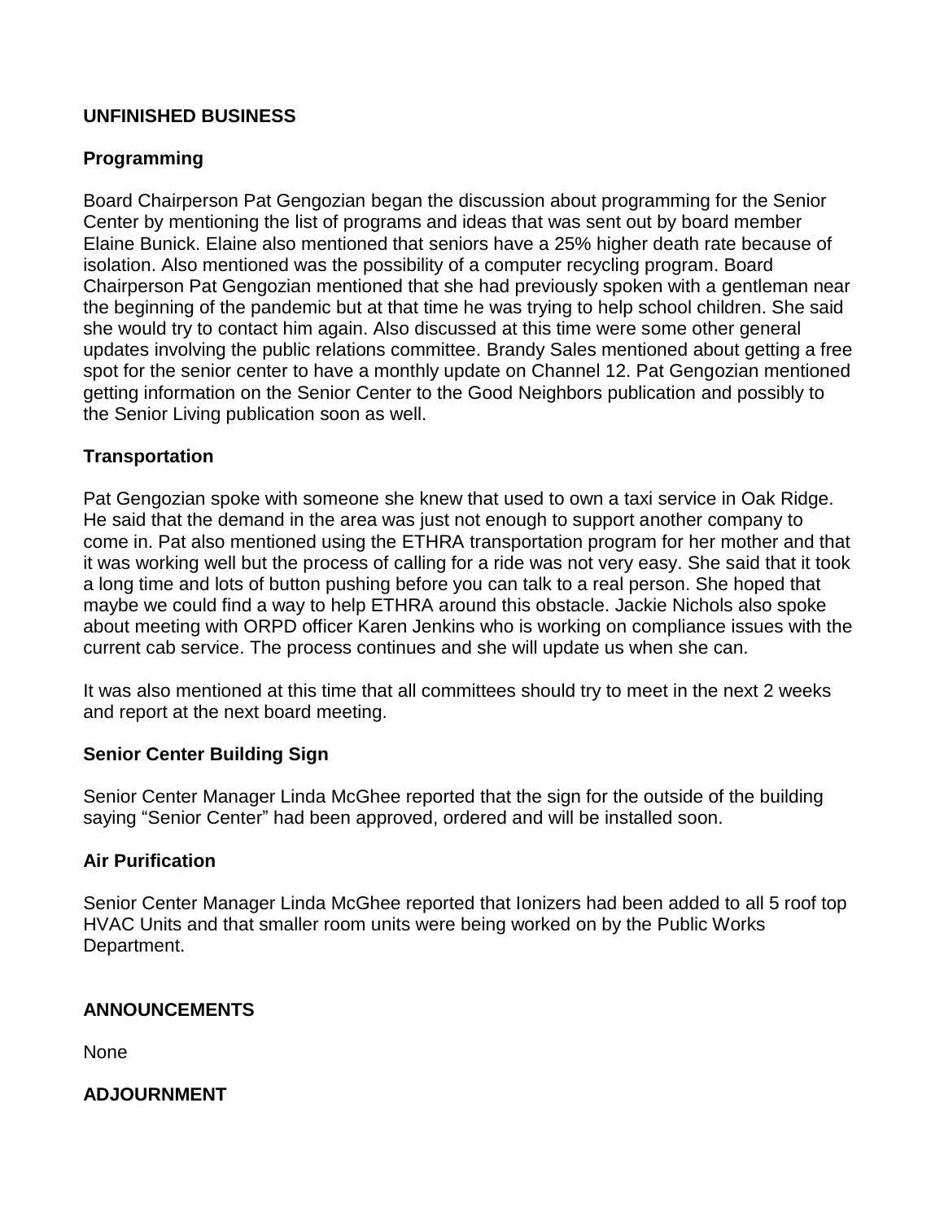## UNFINISHED BUSINESS

### Programming

Board Chairperson Pat Gengozian began the discussion about programming for the Senior Center by mentioning the list of programs and ideas that was sent out by board member Elaine Bunick. Elaine also mentioned that seniors have a 25% higher death rate because of isolation. Also mentioned was the possibility of a computer recycling program. Board Chairperson Pat Gengozian mentioned that she had previously spoken with a gentleman near the beginning of the pandemic but at that time he was trying to help school children. She said she would try to contact him again. Also discussed at this time were some other general updates involving the public relations committee. Brandy Sales mentioned about getting a free spot for the senior center to have a monthly update on Channel 12. Pat Gengozian mentioned getting information on the Senior Center to the Good Neighbors publication and possibly to the Senior Living publication soon as well.

### Transportation

Pat Gengozian spoke with someone she knew that used to own a taxi service in Oak Ridge. He said that the demand in the area was just not enough to support another company to come in. Pat also mentioned using the ETHRA transportation program for her mother and that it was working well but the process of calling for a ride was not very easy. She said that it took a long time and lots of button pushing before you can talk to a real person. She hoped that maybe we could find a way to help ETHRA around this obstacle. Jackie Nichols also spoke about meeting with ORPD officer Karen Jenkins who is working on compliance issues with the current cab service. The process continues and she will update us when she can.

It was also mentioned at this time that all committees should try to meet in the next 2 weeks and report at the next board meeting.

### Senior Center Building Sign

Senior Center Manager Linda McGhee reported that the sign for the outside of the building saying "Senior Center" had been approved, ordered and will be installed soon.

### Air Purification

Senior Center Manager Linda McGhee reported that Ionizers had been added to all 5 roof top HVAC Units and that smaller room units were being worked on by the Public Works Department.

## ANNOUNCEMENTS

None

## ADJOURNMENT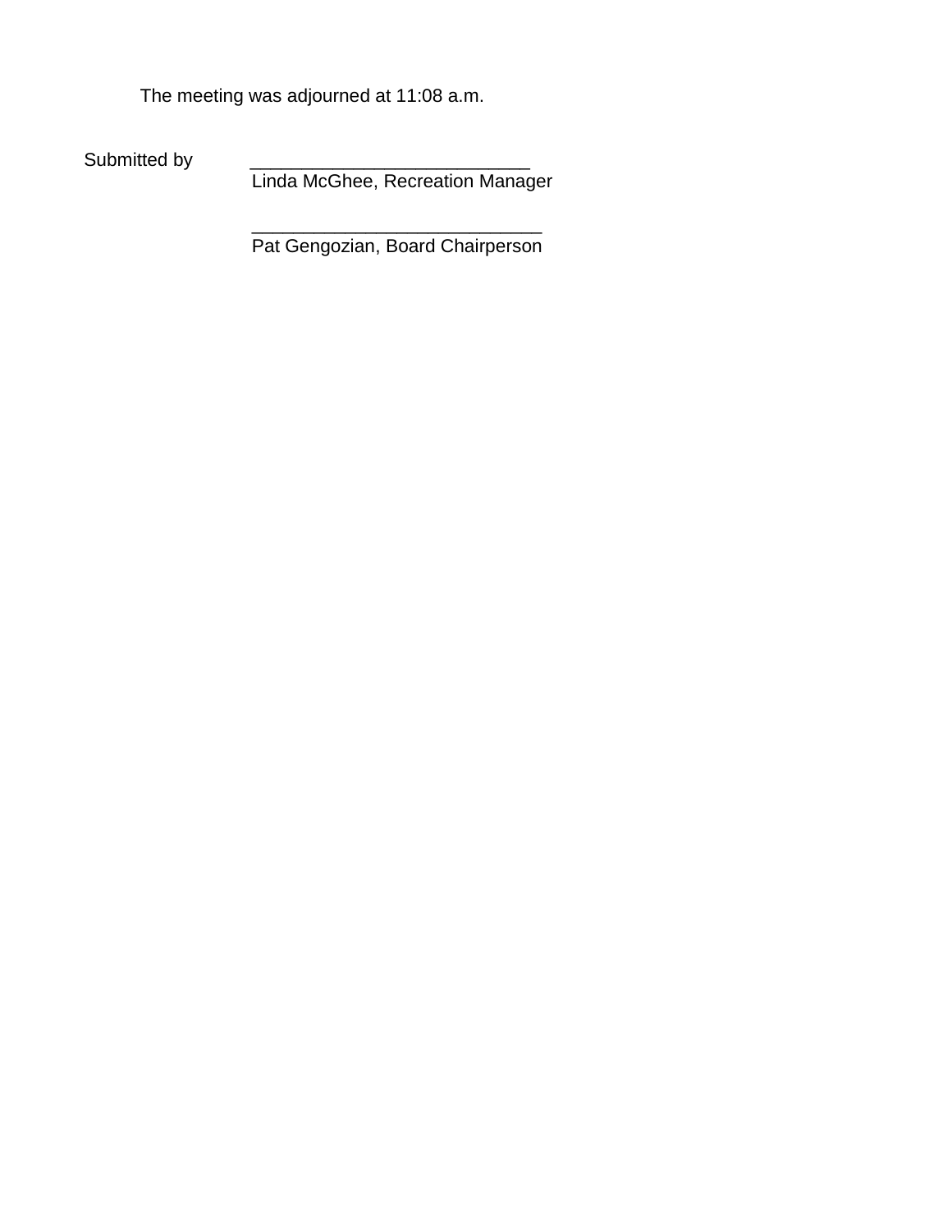The meeting was adjourned at 11:08 a.m.

Submitted by ____________________________
Linda McGhee, Recreation Manager

____________________________
Pat Gengozian, Board Chairperson